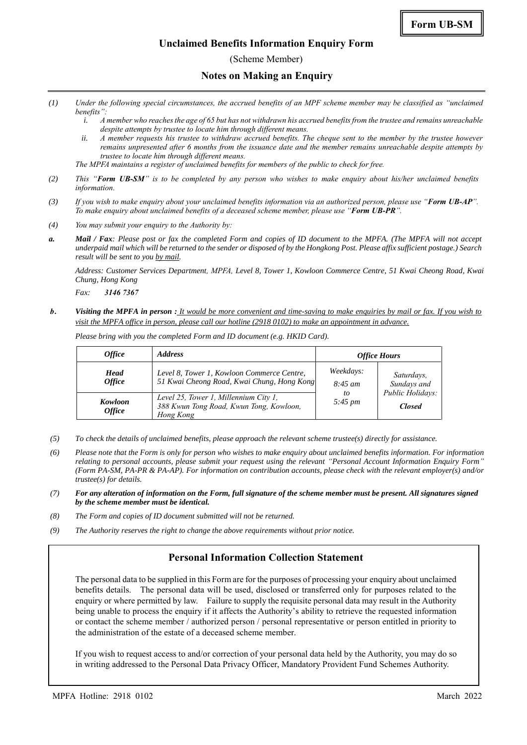**Form UB-SM**

# Unclaimed Benefits Information Enquiry Form

(Scheme Member)

## Notes on Making an Enquiry

*(1) Under the following special circumstances, the accrued benefits of an MPF scheme member may be classified as "unclaimed benefits":*

*i. A member who reaches the age of 65 but has not withdrawn his accrued benefits from the trustee and remains unreachable despite attempts by trustee to locate him through different means.*

*ii. A member requests his trustee to withdraw accrued benefits. The cheque sent to the member by the trustee however remains unpresented after 6 months from the issuance date and the member remains unreachable despite attempts by trustee to locate him through different means.*

*The MPFA maintains a register of unclaimed benefits for members of the public to check for free.*

*(2) This "**Form UB-SM**" is to be completed by any person who wishes to make enquiry about his/her unclaimed benefits information.*

*(3) If you wish to make enquiry about your unclaimed benefits information via an authorized person, please use "**Form UB-AP**". To make enquiry about unclaimed benefits of a deceased scheme member, please use "**Form UB-PR**".*

*(4) You may submit your enquiry to the Authority by:*

***a. Mail / Fax**: Please post or fax the completed Form and copies of ID document to the MPFA. (The MPFA will not accept underpaid mail which will be returned to the sender or disposed of by the Hongkong Post. Please affix sufficient postage.) Search result will be sent to you by mail.*

*Address: Customer Services Department, MPFA, Level 8, Tower 1, Kowloon Commerce Centre, 51 Kwai Cheong Road, Kwai Chung, Hong Kong*

*Fax: **3146 7367***

***b. Visiting the MPFA in person :** It would be more convenient and time-saving to make enquiries by mail or fax. If you wish to visit the MPFA office in person, please call our hotline (2918 0102) to make an appointment in advance.*

*Please bring with you the completed Form and ID document (e.g. HKID Card).*

| *Office* | *Address* | *Office Hours* | |
|---|---|---|---|
| ***Head Office*** | *Level 8, Tower 1, Kowloon Commerce Centre, 51 Kwai Cheong Road, Kwai Chung, Hong Kong* | *Weekdays: 8:45 am to 5:45 pm* | *Saturdays, Sundays and Public Holidays: **Closed*** |
| ***Kowloon Office*** | *Level 25, Tower 1, Millennium City 1, 388 Kwun Tong Road, Kwun Tong, Kowloon, Hong Kong* | | |

*(5) To check the details of unclaimed benefits, please approach the relevant scheme trustee(s) directly for assistance.*

*(6) Please note that the Form is only for person who wishes to make enquiry about unclaimed benefits information. For information relating to personal accounts, please submit your request using the relevant "Personal Account Information Enquiry Form" (Form PA-SM, PA-PR & PA-AP). For information on contribution accounts, please check with the relevant employer(s) and/or trustee(s) for details.*

***(7) For any alteration of information on the Form, full signature of the scheme member must be present. All signatures signed by the scheme member must be identical.***

*(8) The Form and copies of ID document submitted will not be returned.*

*(9) The Authority reserves the right to change the above requirements without prior notice.*

## Personal Information Collection Statement

The personal data to be supplied in this Form are for the purposes of processing your enquiry about unclaimed benefits details. The personal data will be used, disclosed or transferred only for purposes related to the enquiry or where permitted by law. Failure to supply the requisite personal data may result in the Authority being unable to process the enquiry if it affects the Authority's ability to retrieve the requested information or contact the scheme member / authorized person / personal representative or person entitled in priority to the administration of the estate of a deceased scheme member.

If you wish to request access to and/or correction of your personal data held by the Authority, you may do so in writing addressed to the Personal Data Privacy Officer, Mandatory Provident Fund Schemes Authority.

MPFA Hotline: 2918 0102 March 2022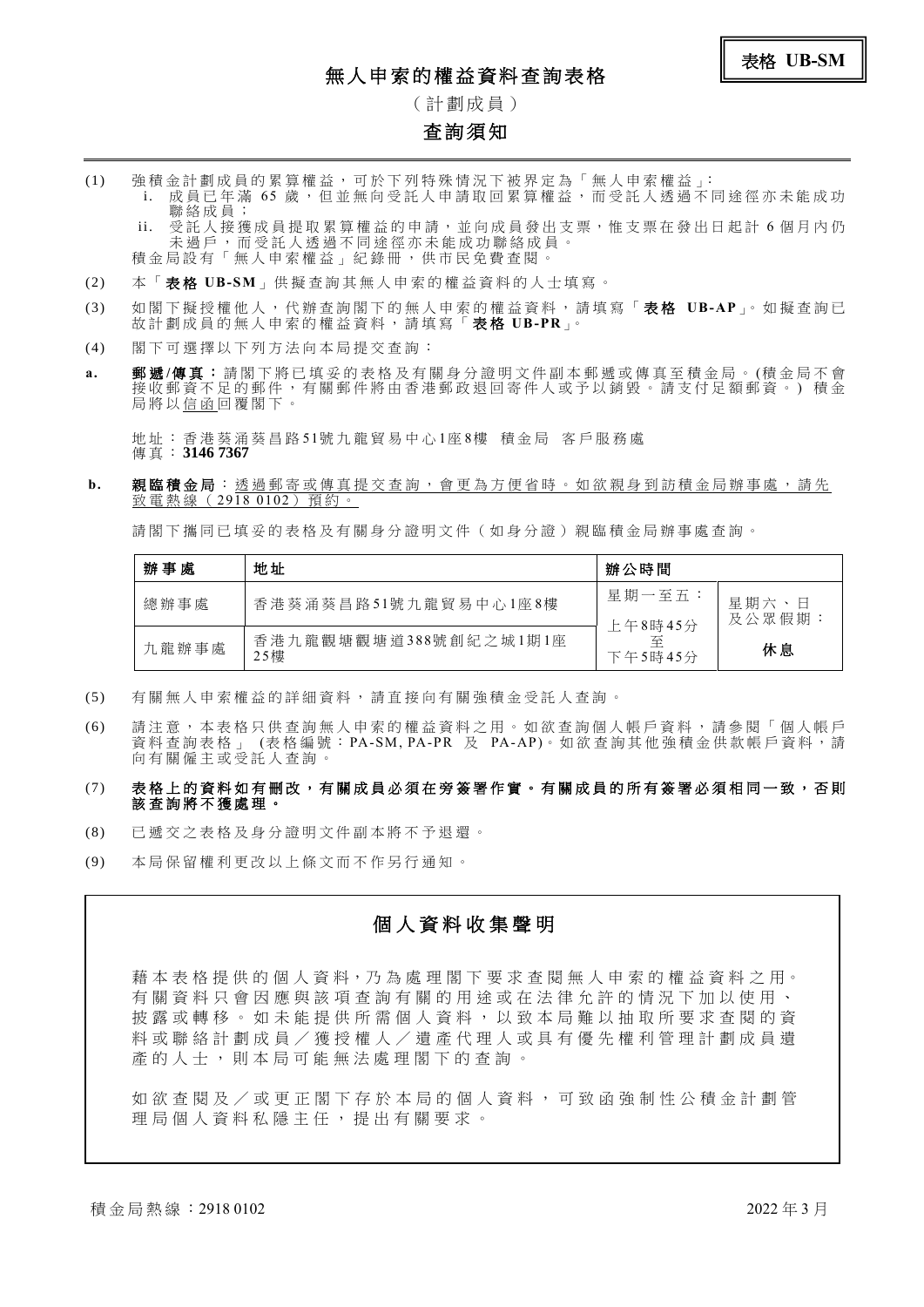**表格 UB-SM**

# 無人申索的權益資料查詢表格

（計劃成員）

## 查詢須知

(1) 強積金計劃成員的累算權益，可於下列特殊情況下被界定為「無人申索權益」:
  i. 成員已年滿 65 歲，但並無向受託人申請取回累算權益，而受託人透過不同途徑亦未能成功聯絡成員；
  ii. 受託人接獲成員提取累算權益的申請，並向成員發出支票，惟支票在發出日起計 6 個月內仍未過戶，而受託人透過不同途徑亦未能成功聯絡成員。

積金局設有「無人申索權益」紀錄冊，供市民免費查閱。

(2) 本「**表格 UB-SM**」供擬查詢其無人申索的權益資料的人士填寫。

(3) 如閣下擬授權他人，代辦查詢閣下的無人申索的權益資料，請填寫「**表格 UB-AP**」。如擬查詢已故計劃成員的無人申索的權益資料，請填寫「**表格 UB-PR**」。

(4) 閣下可選擇以下列方法向本局提交查詢：

**a.** **郵遞/傳真**：請閣下將已填妥的表格及有關身分證明文件副本郵遞或傳真至積金局。(積金局不會接收郵資不足的郵件，有關郵件將由香港郵政退回寄件人或予以銷毀。請支付足額郵資。) 積金局將以信函回覆閣下。

地址：香港葵涌葵昌路51號九龍貿易中心1座8樓 積金局 客戶服務處
傳真：**3146 7367**

**b.** **親臨積金局**：透過郵寄或傳真提交查詢，會更為方便省時。如欲親身到訪積金局辦事處，請先致電熱線（2918 0102）預約。

請閣下攜同已填妥的表格及有關身分證明文件（如身分證）親臨積金局辦事處查詢。

| 辦事處 | 地址 | 辦公時間 | |
|---|---|---|---|
| 總辦事處 | 香港葵涌葵昌路51號九龍貿易中心1座8樓 | 星期一至五：<br>上午8時45分<br>至<br>下午5時45分 | 星期六、日及公眾假期：<br>**休息** |
| 九龍辦事處 | 香港九龍觀塘觀塘道388號創紀之城1期1座25樓 | | |

(5) 有關無人申索權益的詳細資料，請直接向有關強積金受託人查詢。

(6) 請注意，本表格只供查詢無人申索的權益資料之用。如欲查詢個人帳戶資料，請參閱「個人帳戶資料查詢表格」 (表格編號：PA-SM, PA-PR 及 PA-AP)。如欲查詢其他強積金供款帳戶資料，請向有關僱主或受託人查詢。

(7) **表格上的資料如有刪改，有關成員必須在旁簽署作實。有關成員的所有簽署必須相同一致，否則該查詢將不獲處理。**

(8) 已遞交之表格及身分證明文件副本將不予退還。

(9) 本局保留權利更改以上條文而不作另行通知。

## 個人資料收集聲明

藉本表格提供的個人資料，乃為處理閣下要求查閱無人申索的權益資料之用。有關資料只會因應與該項查詢有關的用途或在法律允許的情況下加以使用、披露或轉移。如未能提供所需個人資料，以致本局難以抽取所要求查閱的資料或聯絡計劃成員／獲授權人／遺產代理人或具有優先權利管理計劃成員遺產的人士，則本局可能無法處理閣下的查詢。

如欲查閱及／或更正閣下存於本局的個人資料，可致函強制性公積金計劃管理局個人資料私隱主任，提出有關要求。

積金局熱線：2918 0102

2022 年 3 月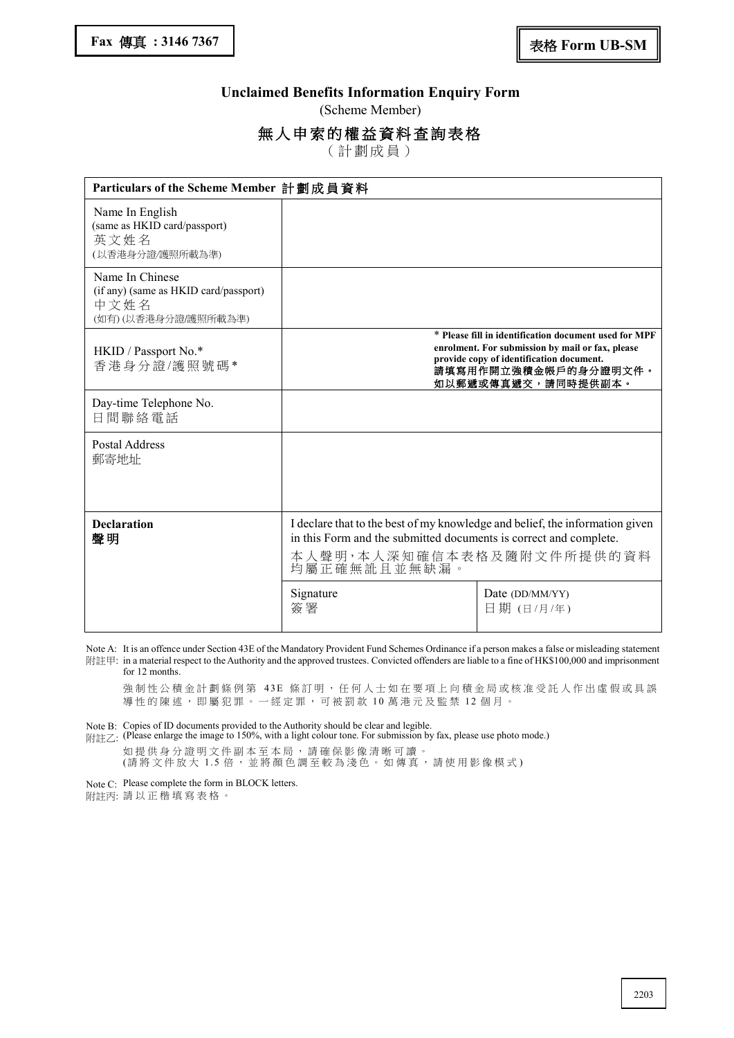**Fax 傳真 : 3146 7367**

**表格 Form UB-SM**

## Unclaimed Benefits Information Enquiry Form

(Scheme Member)

## 無人申索的權益資料查詢表格

（計劃成員）

| **Particulars of the Scheme Member 計劃成員資料** | | |
|---|---|---|
| Name In English (same as HKID card/passport) 英文姓名 (以香港身分證/護照所載為準) | | |
| Name In Chinese (if any) (same as HKID card/passport) 中文姓名 (如有) (以香港身分證/護照所載為準) | | |
| HKID / Passport No.* 香港身分證/護照號碼* | **\* Please fill in identification document used for MPF enrolment. For submission by mail or fax, please provide copy of identification document. 請填寫用作開立強積金帳戶的身分證明文件。如以郵遞或傳真遞交，請同時提供副本。** | |
| Day-time Telephone No. 日間聯絡電話 | | |
| Postal Address 郵寄地址 | | |
| **Declaration 聲明** | I declare that to the best of my knowledge and belief, the information given in this Form and the submitted documents is correct and complete. 本人聲明，本人深知確信本表格及隨附文件所提供的資料均屬正確無訛且並無缺漏。 | |
| | Signature 簽署 | Date (DD/MM/YY) 日期 (日/月/年) |

Note A: It is an offence under Section 43E of the Mandatory Provident Fund Schemes Ordinance if a person makes a false or misleading statement
附註甲: in a material respect to the Authority and the approved trustees. Convicted offenders are liable to a fine of HK$100,000 and imprisonment for 12 months.

強制性公積金計劃條例第 43E 條訂明，任何人士如在要項上向積金局或核准受託人作出虛假或具誤導性的陳述，即屬犯罪。一經定罪，可被罰款 10 萬港元及監禁 12 個月。

Note B: Copies of ID documents provided to the Authority should be clear and legible.
附註乙: (Please enlarge the image to 150%, with a light colour tone. For submission by fax, please use photo mode.)

如提供身分證明文件副本至本局，請確保影像清晰可讀。
(請將文件放大 1.5 倍，並將顏色調至較為淺色。如傳真，請使用影像模式)

Note C: Please complete the form in BLOCK letters.
附註丙: 請以正楷填寫表格。

2203